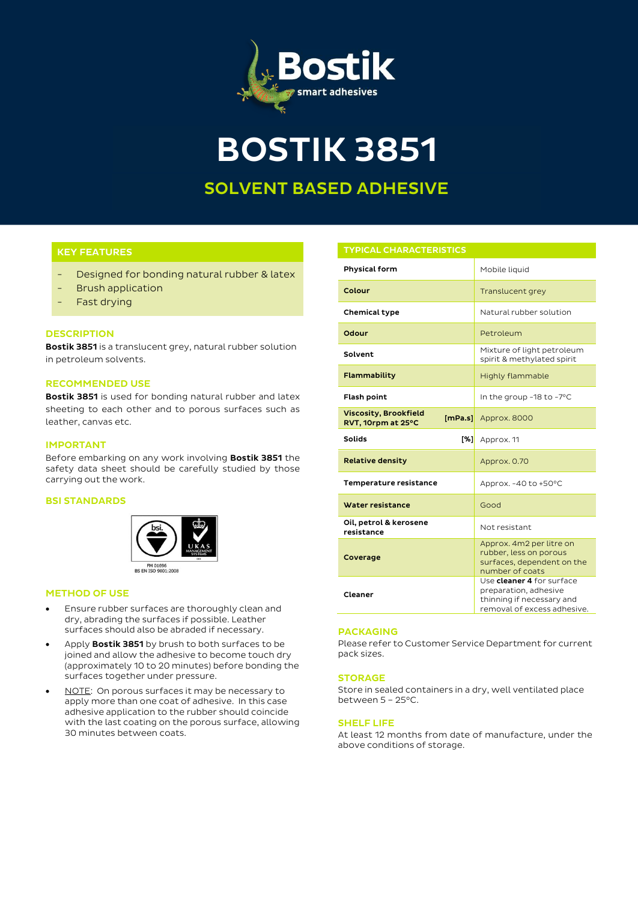# BOSTIK 3851

## SOLVENT BASED ADHESIVE

### KEY FEATURES

- Designed for bonding natural rubber & latex
- Brush application
- Fast drying

### DESCRIPTION

**Bostik 3851** is a translucent grey, natural rubber solution in petroleum solvents.

### RECOMMENDED USE

**Bostik 3851** is used for bonding natural rubber and latex sheeting to each other and to porous surfaces such as leather, canvas etc.

### IMPORTANT

Before embarking on any work involving **Bostik 3851** the safety data sheet should be carefully studied by those carrying out the work.

### BSI STANDARDS

FM 01696
BS EN ISO 9001:2008

### METHOD OF USE

- Ensure rubber surfaces are thoroughly clean and dry, abrading the surfaces if possible. Leather surfaces should also be abraded if necessary.
- Apply **Bostik 3851** by brush to both surfaces to be joined and allow the adhesive to become touch dry (approximately 10 to 20 minutes) before bonding the surfaces together under pressure.
- NOTE: On porous surfaces it may be necessary to apply more than one coat of adhesive. In this case adhesive application to the rubber should coincide with the last coating on the porous surface, allowing 30 minutes between coats.

### TYPICAL CHARACTERISTICS

| Property | Value |
|---|---|
| **Physical form** | Mobile liquid |
| **Colour** | Translucent grey |
| **Chemical type** | Natural rubber solution |
| **Odour** | Petroleum |
| **Solvent** | Mixture of light petroleum spirit & methylated spirit |
| **Flammability** | Highly flammable |
| **Flash point** | In the group -18 to -7°C |
| **Viscosity, Brookfield RVT, 10rpm at 25°C [mPa.s]** | Approx. 8000 |
| **Solids [%]** | Approx. 11 |
| **Relative density** | Approx. 0.70 |
| **Temperature resistance** | Approx. -40 to +50°C |
| **Water resistance** | Good |
| **Oil, petrol & kerosene resistance** | Not resistant |
| **Coverage** | Approx. 4m2 per litre on rubber, less on porous surfaces, dependent on the number of coats |
| **Cleaner** | Use **cleaner 4** for surface preparation, adhesive thinning if necessary and removal of excess adhesive. |

### PACKAGING

Please refer to Customer Service Department for current pack sizes.

### STORAGE

Store in sealed containers in a dry, well ventilated place between 5 – 25°C.

### SHELF LIFE

At least 12 months from date of manufacture, under the above conditions of storage.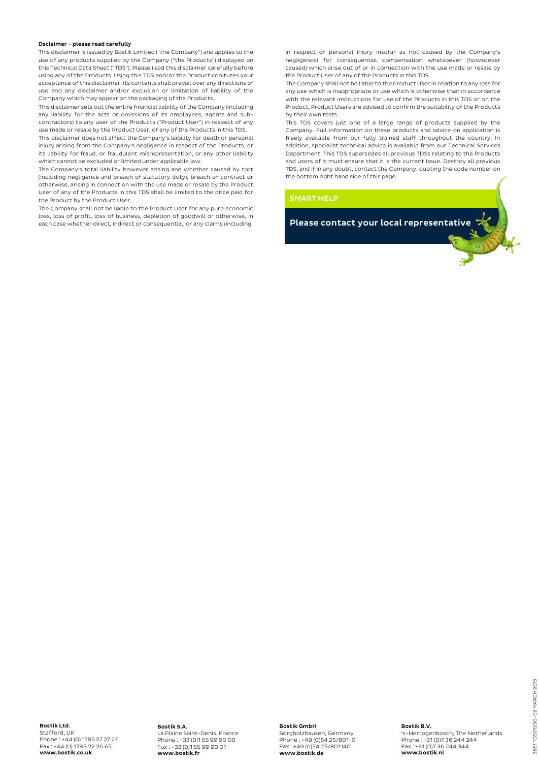**Dsclaimer – please read carefully**

This disclaimer is issued by Bostik Limited ("the Company") and applies to the use of any products supplied by the Company ("the Products") displayed on this Technical Data Sheet ("TDS"). Please read this disclaimer carefully before using any of the Products. Using this TDS and/or the Product conitutes your acceptance of this disclaimer. Its contents shall prevail over any directions of use and any disclaimer and/or exclusion or limitation of liability of the Company which may appear on the packaging of the Products..

This disclaimer sets out the entire financial liability of the Company (including any liability for the acts or omissions of its employees, agents and sub-contractors) to any user of the Products ("Product User") in respect of any use made or resale by the Product User, of any of the Products in this TDS.

This disclaimer does not affect the Company's liability for death or personal injury arising from the Company's negligence in respect of the Products, or its liability for fraud, or fraudulent misrepresentation, or any other liability which cannot be excluded or limited under applicable law.

The Company's total liability however arising and whether caused by tort (including negligence and breach of statutory duty), breach of contract or otherwise, arising in connection with the use made or resale by the Product User of any of the Products in this TDS shall be limited to the price paid for the Product by the Product User.

The Company shall not be liable to the Product User for any pure economic loss, loss of profit, loss of business, depletion of goodwill or otherwise, in each case whether direct, indirect or consequential, or any claims (including in respect of personal injury insofar as not caused by the Company's negligence) for consequential compensation whatsoever (howsoever caused) which arise out of or in connection with the use made or resale by the Product User of any of the Products in this TDS.

The Company shall not be liable to the Product User in relation to any loss for any use which is inappropriate or use which is otherwise than in accordance with the relevant instructions for use of the Products in this TDS or on the Product. Product Users are advised to confirm the suitability of the Products by their own tests.

This TDS covers just one of a large range of products supplied by the Company. Full information on these products and advice on application is freely available from our fully trained staff throughout the country. In addition, specialist technical advice is available from our Technical Services Department. This TDS supersedes all previous TDSs relating to the Products and users of it must ensure that it is the current issue. Destroy all previous TDS, and if in any doubt, contact the Company, quoting the code number on the bottom right hand side of this page.

**SMART HELP**

**Please contact your local representative**

**Bostik Ltd.**
Stafford, UK
Phone : +44 (0) 1785 27 27 27
Fax : +44 (0) 1785 22 26 65
**www.bostik.co.uk**

**Bostik S.A.**
La Plaine Saint-Denis, France
Phone : +33 (0)1 55 99 90 00
Fax : +33 (0)1 55 99 90 01
**www.bostik.fr**

**Bostik GmbH**
Borgholzhausen, Germany
Phone : +49 (0)54 25/801-0
Fax : +49 (0)54 25/801140
**www.bostik.de**

**Bostik B.V.**
's-Hertogenbosch, The Netherlands
Phone : +31 (0)7 36 244 244
Fax : +31 (0)7 36 244 344
**www.bostik.nl**

3851 TDS01230-02 MARCH 2015